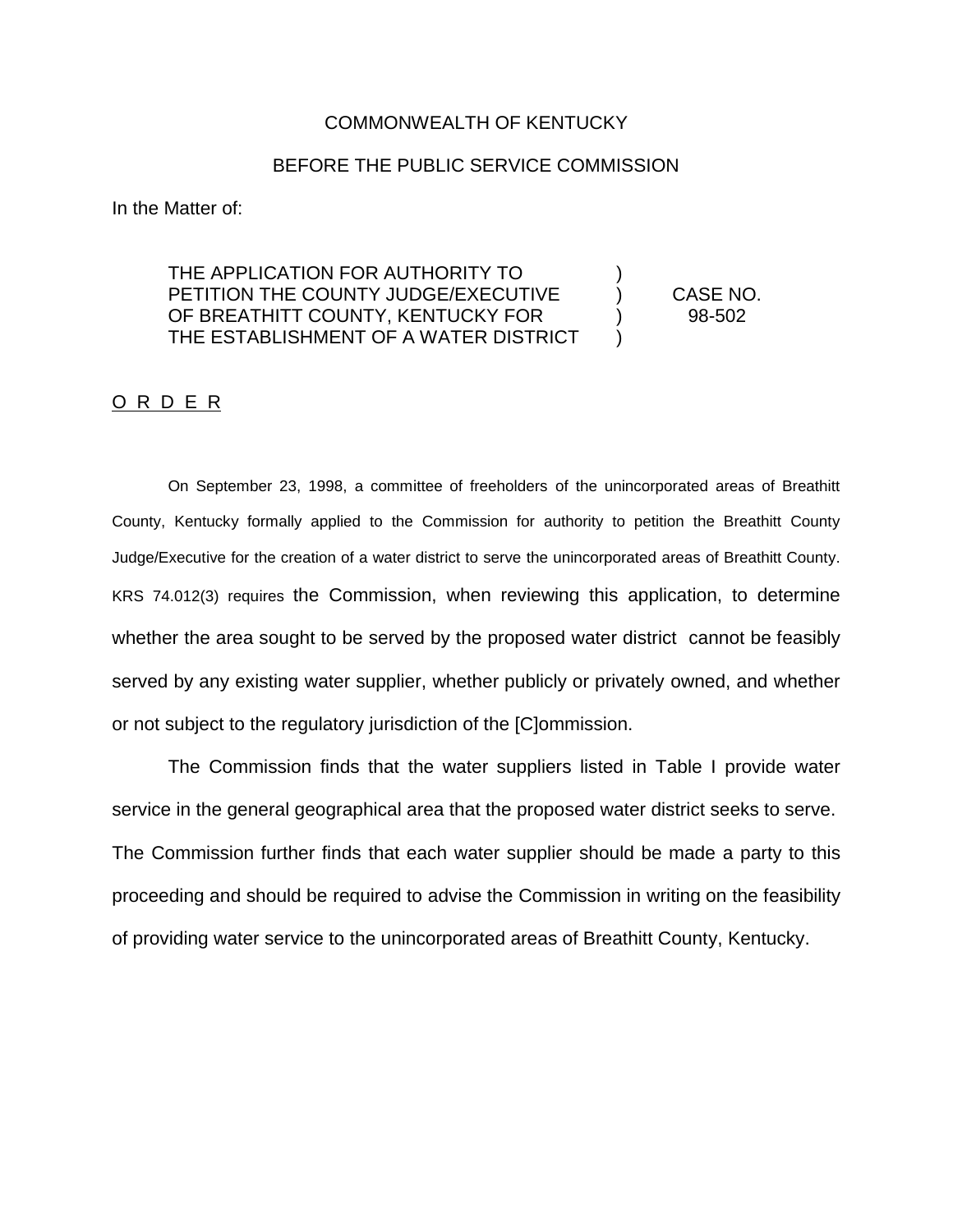COMMONWEALTH OF KENTUCKY

BEFORE THE PUBLIC SERVICE COMMISSION

In the Matter of:

| | | |
|---|---|---|
| THE APPLICATION FOR AUTHORITY TO PETITION THE COUNTY JUDGE/EXECUTIVE OF BREATHITT COUNTY, KENTUCKY FOR THE ESTABLISHMENT OF A WATER DISTRICT | ) ) ) ) | CASE NO. 98-502 |

O R D E R

On September 23, 1998, a committee of freeholders of the unincorporated areas of Breathitt County, Kentucky formally applied to the Commission for authority to petition the Breathitt County Judge/Executive for the creation of a water district to serve the unincorporated areas of Breathitt County. KRS 74.012(3) requires the Commission, when reviewing this application, to determine whether the area sought to be served by the proposed water district cannot be feasibly served by any existing water supplier, whether publicly or privately owned, and whether or not subject to the regulatory jurisdiction of the [C]ommission.

The Commission finds that the water suppliers listed in Table I provide water service in the general geographical area that the proposed water district seeks to serve. The Commission further finds that each water supplier should be made a party to this proceeding and should be required to advise the Commission in writing on the feasibility of providing water service to the unincorporated areas of Breathitt County, Kentucky.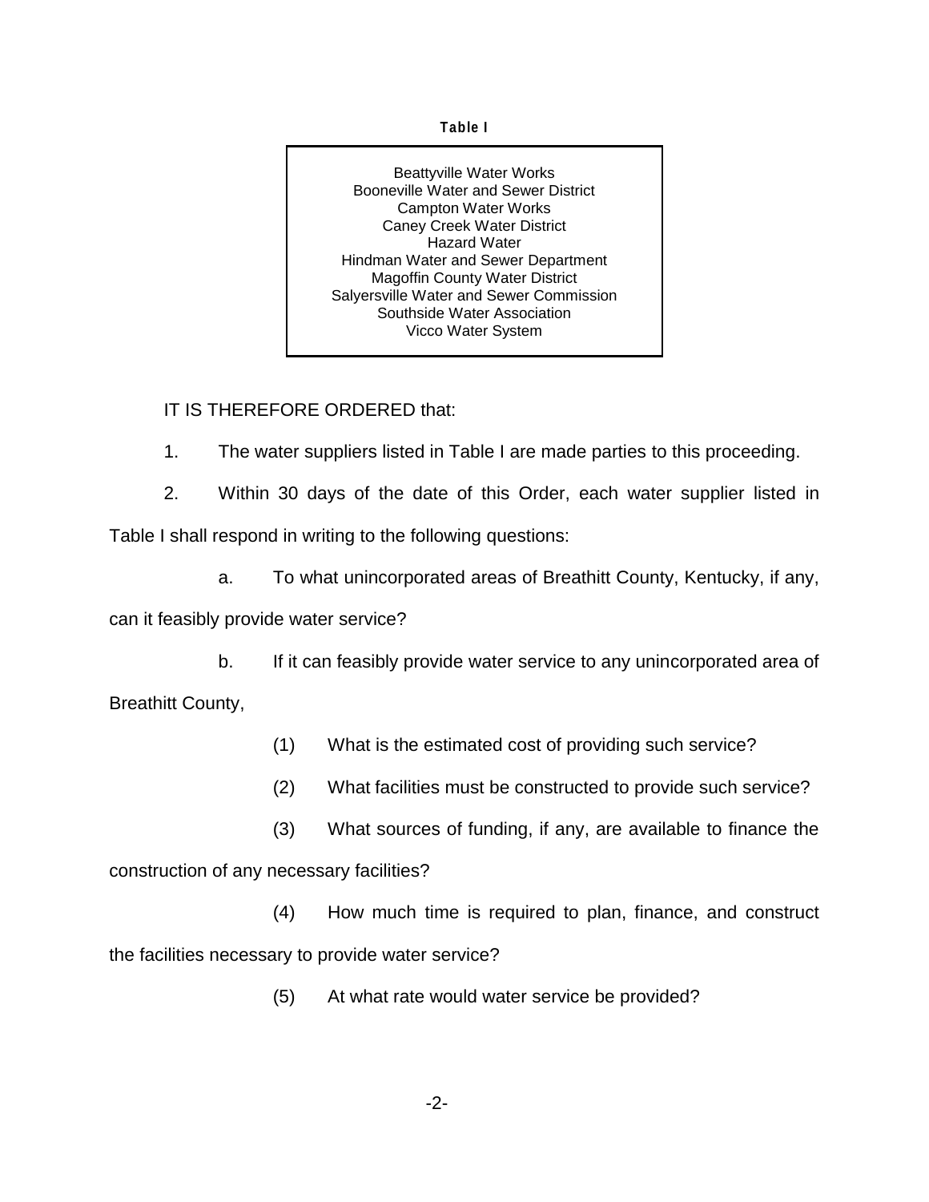**Table I**

| Water Suppliers |
| --- |
| Beattyville Water Works |
| Booneville Water and Sewer District |
| Campton Water Works |
| Caney Creek Water District |
| Hazard Water |
| Hindman Water and Sewer Department |
| Magoffin County Water District |
| Salyersville Water and Sewer Commission |
| Southside Water Association |
| Vicco Water System |

IT IS THEREFORE ORDERED that:

1. The water suppliers listed in Table I are made parties to this proceeding.

2. Within 30 days of the date of this Order, each water supplier listed in Table I shall respond in writing to the following questions:

   a. To what unincorporated areas of Breathitt County, Kentucky, if any, can it feasibly provide water service?

   b. If it can feasibly provide water service to any unincorporated area of Breathitt County,

      (1) What is the estimated cost of providing such service?

      (2) What facilities must be constructed to provide such service?

      (3) What sources of funding, if any, are available to finance the construction of any necessary facilities?

      (4) How much time is required to plan, finance, and construct the facilities necessary to provide water service?

      (5) At what rate would water service be provided?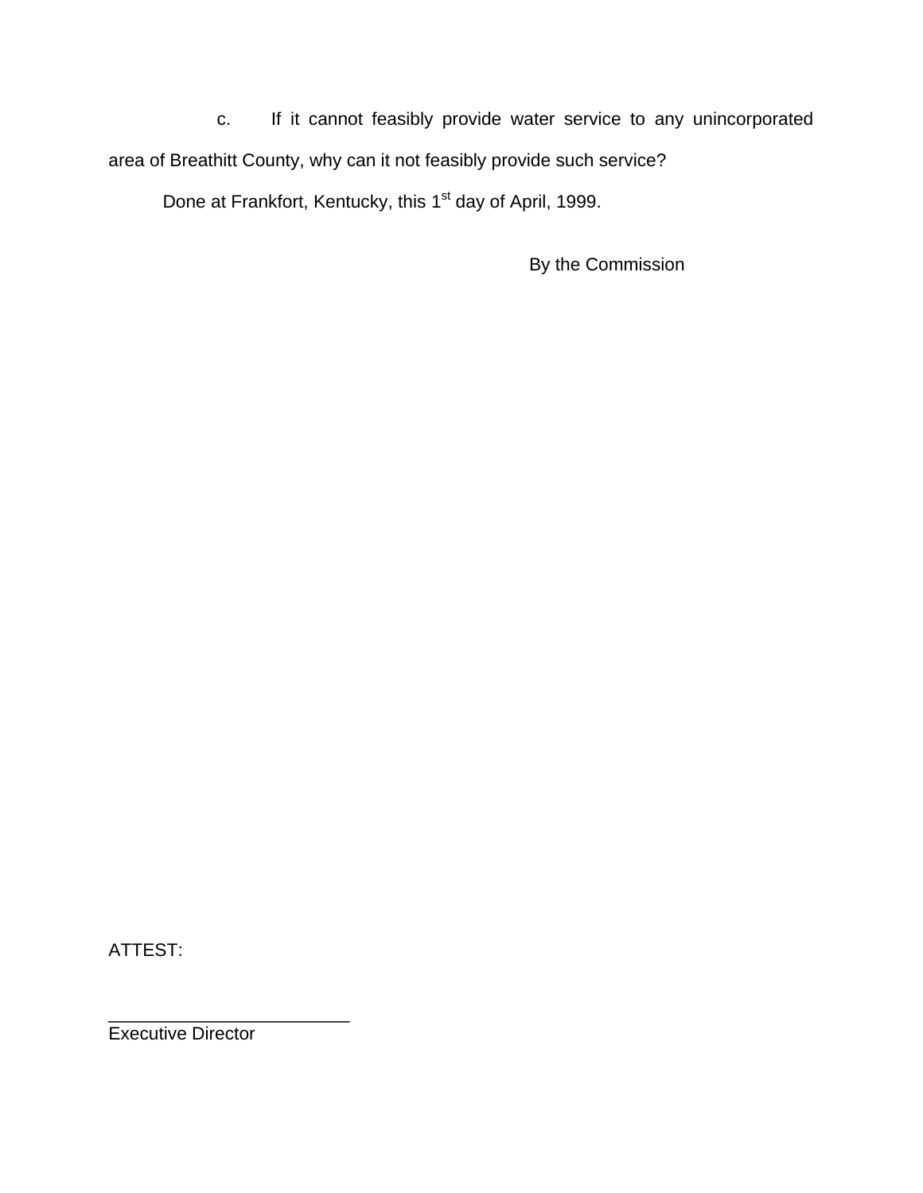c. If it cannot feasibly provide water service to any unincorporated area of Breathitt County, why can it not feasibly provide such service?

Done at Frankfort, Kentucky, this 1st day of April, 1999.

By the Commission

ATTEST:

________________________
Executive Director